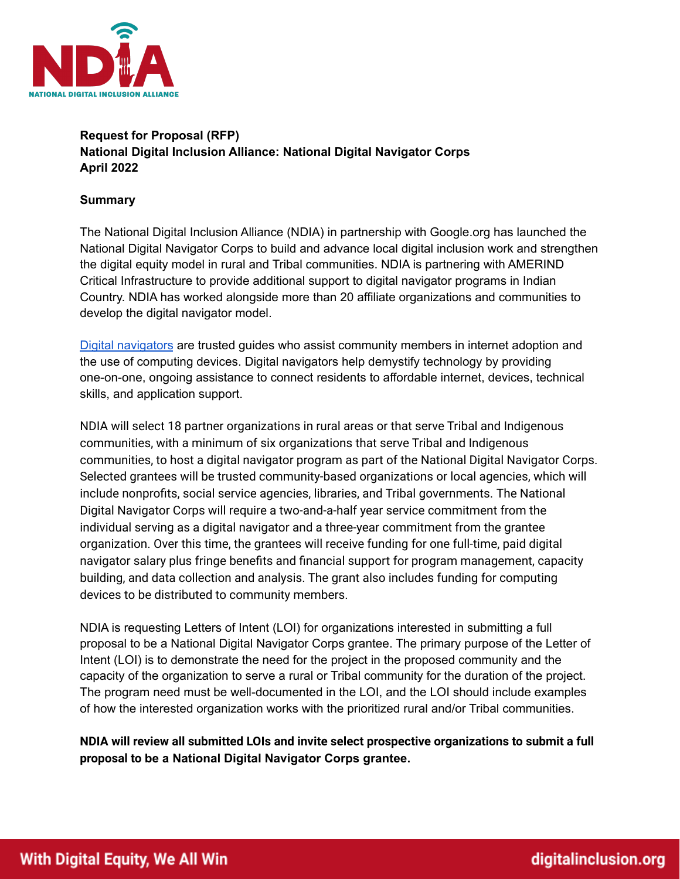**Request for Proposal (RFP)**
**National Digital Inclusion Alliance: National Digital Navigator Corps**
**April 2022**

## Summary

The National Digital Inclusion Alliance (NDIA) in partnership with Google.org has launched the National Digital Navigator Corps to build and advance local digital inclusion work and strengthen the digital equity model in rural and Tribal communities. NDIA is partnering with AMERIND Critical Infrastructure to provide additional support to digital navigator programs in Indian Country. NDIA has worked alongside more than 20 affiliate organizations and communities to develop the digital navigator model.

Digital navigators are trusted guides who assist community members in internet adoption and the use of computing devices. Digital navigators help demystify technology by providing one-on-one, ongoing assistance to connect residents to affordable internet, devices, technical skills, and application support.

NDIA will select 18 partner organizations in rural areas or that serve Tribal and Indigenous communities, with a minimum of six organizations that serve Tribal and Indigenous communities, to host a digital navigator program as part of the National Digital Navigator Corps. Selected grantees will be trusted community-based organizations or local agencies, which will include nonprofits, social service agencies, libraries, and Tribal governments. The National Digital Navigator Corps will require a two-and-a-half year service commitment from the individual serving as a digital navigator and a three-year commitment from the grantee organization. Over this time, the grantees will receive funding for one full-time, paid digital navigator salary plus fringe benefits and financial support for program management, capacity building, and data collection and analysis. The grant also includes funding for computing devices to be distributed to community members.

NDIA is requesting Letters of Intent (LOI) for organizations interested in submitting a full proposal to be a National Digital Navigator Corps grantee. The primary purpose of the Letter of Intent (LOI) is to demonstrate the need for the project in the proposed community and the capacity of the organization to serve a rural or Tribal community for the duration of the project. The program need must be well-documented in the LOI, and the LOI should include examples of how the interested organization works with the prioritized rural and/or Tribal communities.

**NDIA will review all submitted LOIs and invite select prospective organizations to submit a full proposal to be a National Digital Navigator Corps grantee.**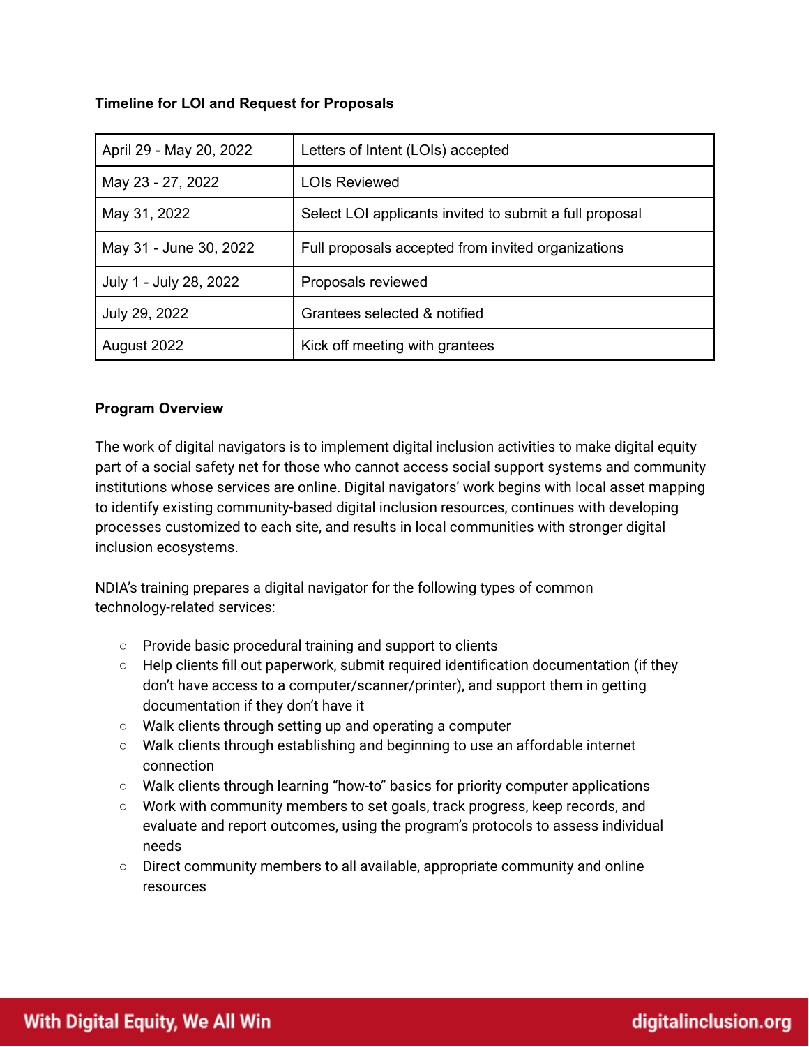**Timeline for LOI and Request for Proposals**

| | |
|---|---|
| April 29 - May 20, 2022 | Letters of Intent (LOIs) accepted |
| May 23 - 27, 2022 | LOIs Reviewed |
| May 31, 2022 | Select LOI applicants invited to submit a full proposal |
| May 31 - June 30, 2022 | Full proposals accepted from invited organizations |
| July 1 - July 28, 2022 | Proposals reviewed |
| July 29, 2022 | Grantees selected & notified |
| August 2022 | Kick off meeting with grantees |

**Program Overview**

The work of digital navigators is to implement digital inclusion activities to make digital equity part of a social safety net for those who cannot access social support systems and community institutions whose services are online. Digital navigators' work begins with local asset mapping to identify existing community-based digital inclusion resources, continues with developing processes customized to each site, and results in local communities with stronger digital inclusion ecosystems.

NDIA's training prepares a digital navigator for the following types of common technology-related services:

- Provide basic procedural training and support to clients
- Help clients fill out paperwork, submit required identification documentation (if they don't have access to a computer/scanner/printer), and support them in getting documentation if they don't have it
- Walk clients through setting up and operating a computer
- Walk clients through establishing and beginning to use an affordable internet connection
- Walk clients through learning "how-to" basics for priority computer applications
- Work with community members to set goals, track progress, keep records, and evaluate and report outcomes, using the program's protocols to assess individual needs
- Direct community members to all available, appropriate community and online resources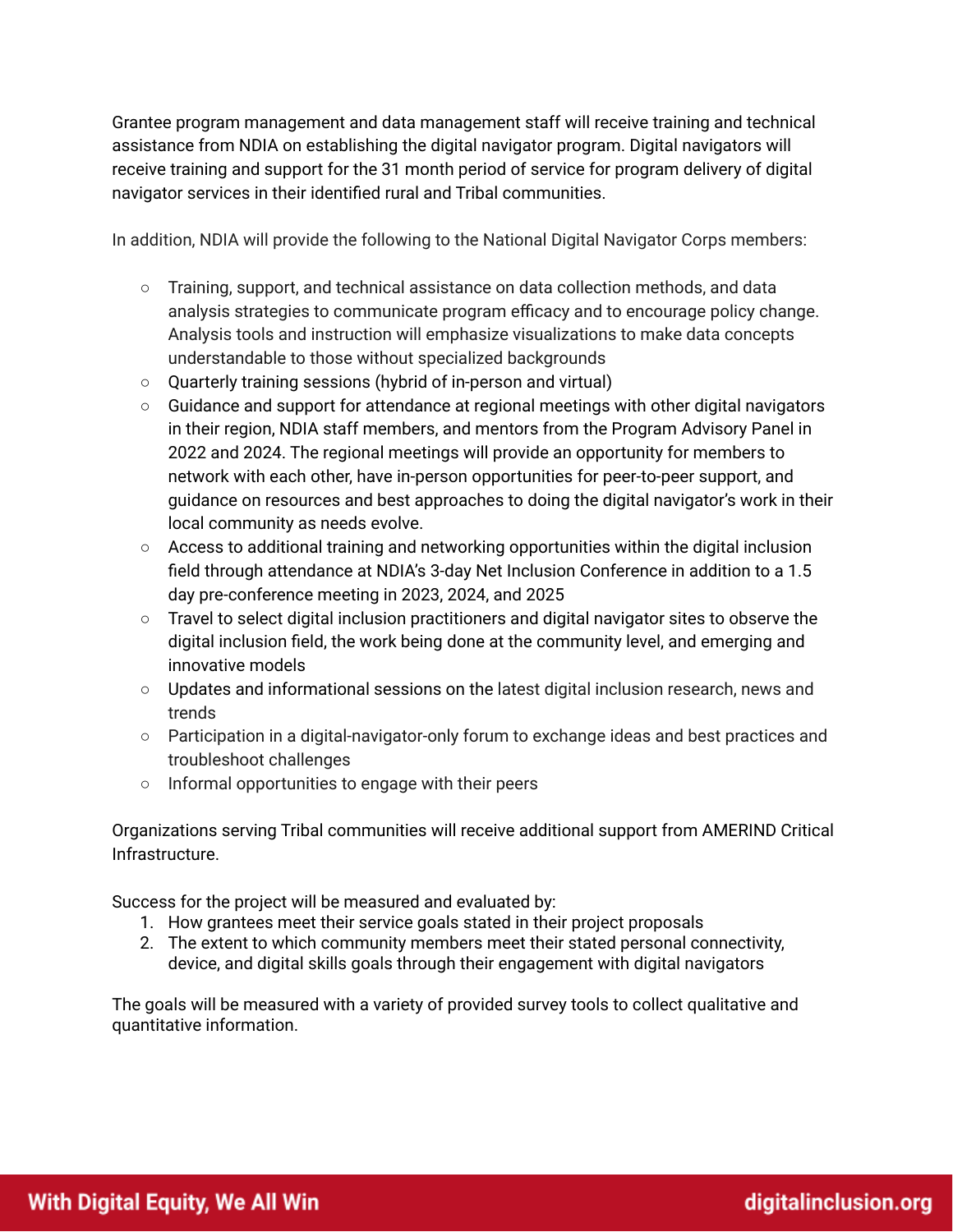Grantee program management and data management staff will receive training and technical assistance from NDIA on establishing the digital navigator program. Digital navigators will receive training and support for the 31 month period of service for program delivery of digital navigator services in their identified rural and Tribal communities.

In addition, NDIA will provide the following to the National Digital Navigator Corps members:

- Training, support, and technical assistance on data collection methods, and data analysis strategies to communicate program efficacy and to encourage policy change. Analysis tools and instruction will emphasize visualizations to make data concepts understandable to those without specialized backgrounds
- Quarterly training sessions (hybrid of in-person and virtual)
- Guidance and support for attendance at regional meetings with other digital navigators in their region, NDIA staff members, and mentors from the Program Advisory Panel in 2022 and 2024. The regional meetings will provide an opportunity for members to network with each other, have in-person opportunities for peer-to-peer support, and guidance on resources and best approaches to doing the digital navigator's work in their local community as needs evolve.
- Access to additional training and networking opportunities within the digital inclusion field through attendance at NDIA's 3-day Net Inclusion Conference in addition to a 1.5 day pre-conference meeting in 2023, 2024, and 2025
- Travel to select digital inclusion practitioners and digital navigator sites to observe the digital inclusion field, the work being done at the community level, and emerging and innovative models
- Updates and informational sessions on the latest digital inclusion research, news and trends
- Participation in a digital-navigator-only forum to exchange ideas and best practices and troubleshoot challenges
- Informal opportunities to engage with their peers

Organizations serving Tribal communities will receive additional support from AMERIND Critical Infrastructure.

Success for the project will be measured and evaluated by:

1. How grantees meet their service goals stated in their project proposals
2. The extent to which community members meet their stated personal connectivity, device, and digital skills goals through their engagement with digital navigators

The goals will be measured with a variety of provided survey tools to collect qualitative and quantitative information.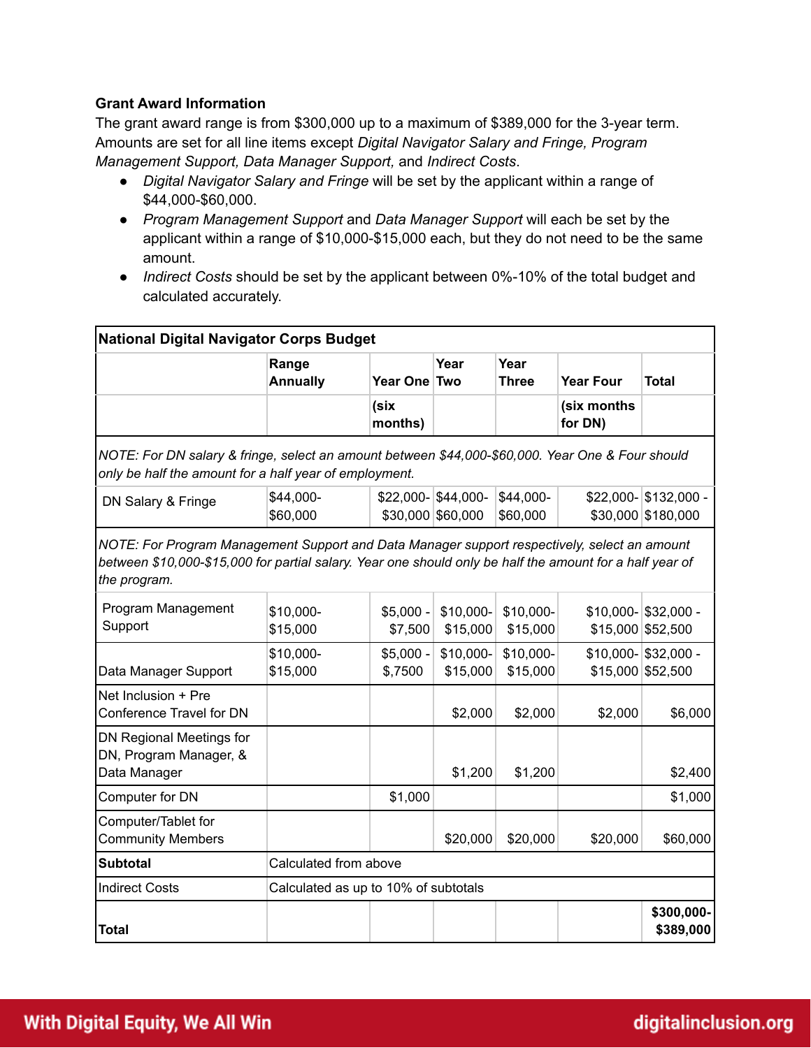**Grant Award Information**

The grant award range is from $300,000 up to a maximum of $389,000 for the 3-year term. Amounts are set for all line items except *Digital Navigator Salary and Fringe, Program Management Support, Data Manager Support,* and *Indirect Costs*.

- *Digital Navigator Salary and Fringe* will be set by the applicant within a range of $44,000-$60,000.
- *Program Management Support* and *Data Manager Support* will each be set by the applicant within a range of $10,000-$15,000 each, but they do not need to be the same amount.
- *Indirect Costs* should be set by the applicant between 0%-10% of the total budget and calculated accurately.

| **National Digital Navigator Corps Budget** | | | | | | |
|---|---|---|---|---|---|---|
| | **Range Annually** | **Year One** | **Year Two** | **Year Three** | **Year Four** | **Total** |
| | | **(six months)** | | | **(six months for DN)** | |
| *NOTE: For DN salary & fringe, select an amount between $44,000-$60,000. Year One & Four should only be half the amount for a half year of employment.* | | | | | | |
| DN Salary & Fringe | $44,000-$60,000 | $22,000-$30,000 | $44,000-$60,000 | $44,000-$60,000 | $22,000-$30,000 | $132,000 - $180,000 |
| *NOTE: For Program Management Support and Data Manager support respectively, select an amount between $10,000-$15,000 for partial salary. Year one should only be half the amount for a half year of the program.* | | | | | | |
| Program Management Support | $10,000-$15,000 | $5,000 - $7,500 | $10,000-$15,000 | $10,000-$15,000 | $10,000-$15,000 | $32,000 - $52,500 |
| Data Manager Support | $10,000-$15,000 | $5,000 - $,7500 | $10,000-$15,000 | $10,000-$15,000 | $10,000-$15,000 | $32,000 - $52,500 |
| Net Inclusion + Pre Conference Travel for DN | | | $2,000 | $2,000 | $2,000 | $6,000 |
| DN Regional Meetings for DN, Program Manager, & Data Manager | | | $1,200 | $1,200 | | $2,400 |
| Computer for DN | | $1,000 | | | | $1,000 |
| Computer/Tablet for Community Members | | | $20,000 | $20,000 | $20,000 | $60,000 |
| **Subtotal** | Calculated from above | | | | | |
| Indirect Costs | Calculated as up to 10% of subtotals | | | | | |
| **Total** | | | | | | **$300,000-$389,000** |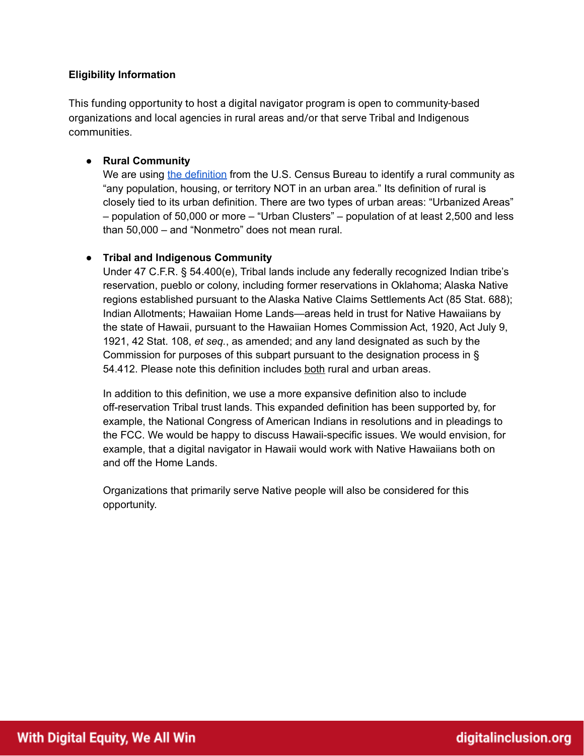**Eligibility Information**

This funding opportunity to host a digital navigator program is open to community-based organizations and local agencies in rural areas and/or that serve Tribal and Indigenous communities.

- **Rural Community**
  We are using [the definition](#) from the U.S. Census Bureau to identify a rural community as "any population, housing, or territory NOT in an urban area." Its definition of rural is closely tied to its urban definition. There are two types of urban areas: "Urbanized Areas" – population of 50,000 or more – "Urban Clusters" – population of at least 2,500 and less than 50,000 – and "Nonmetro" does not mean rural.

- **Tribal and Indigenous Community**
  Under 47 C.F.R. § 54.400(e), Tribal lands include any federally recognized Indian tribe's reservation, pueblo or colony, including former reservations in Oklahoma; Alaska Native regions established pursuant to the Alaska Native Claims Settlements Act (85 Stat. 688); Indian Allotments; Hawaiian Home Lands—areas held in trust for Native Hawaiians by the state of Hawaii, pursuant to the Hawaiian Homes Commission Act, 1920, Act July 9, 1921, 42 Stat. 108, *et seq.*, as amended; and any land designated as such by the Commission for purposes of this subpart pursuant to the designation process in § 54.412. Please note this definition includes <u>both</u> rural and urban areas.

  In addition to this definition, we use a more expansive definition also to include off-reservation Tribal trust lands. This expanded definition has been supported by, for example, the National Congress of American Indians in resolutions and in pleadings to the FCC. We would be happy to discuss Hawaii-specific issues. We would envision, for example, that a digital navigator in Hawaii would work with Native Hawaiians both on and off the Home Lands.

  Organizations that primarily serve Native people will also be considered for this opportunity.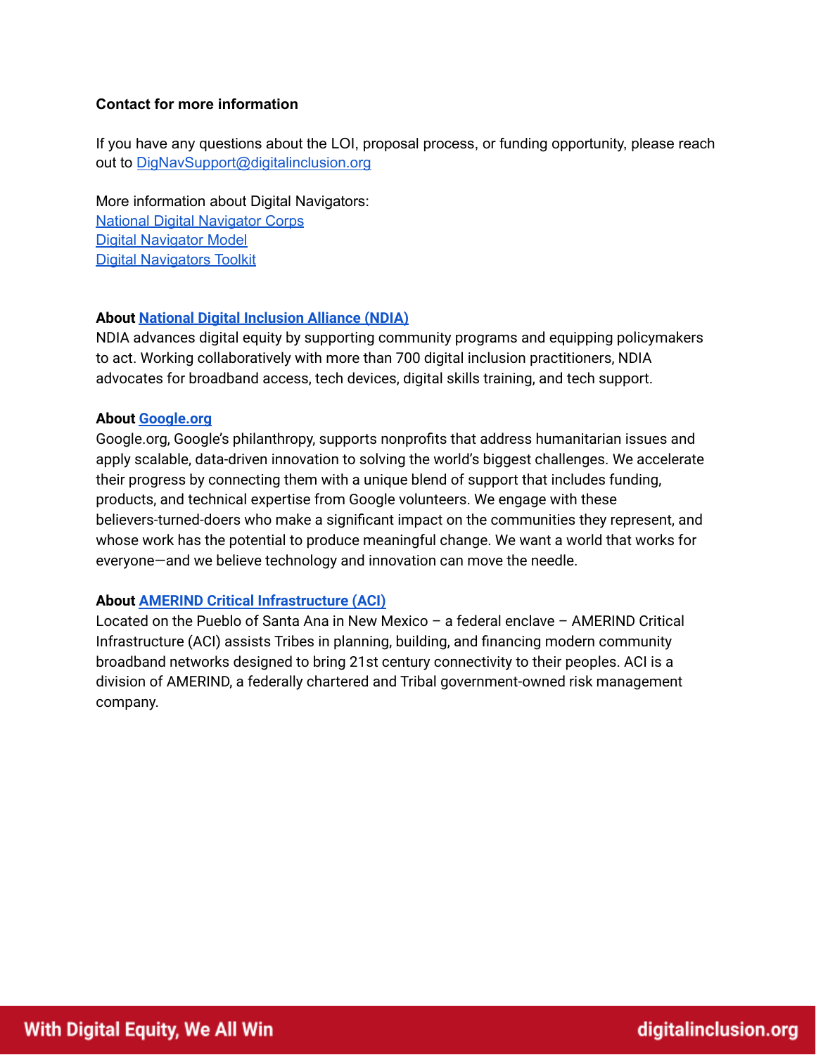**Contact for more information**

If you have any questions about the LOI, proposal process, or funding opportunity, please reach out to DigNavSupport@digitalinclusion.org

More information about Digital Navigators:
National Digital Navigator Corps
Digital Navigator Model
Digital Navigators Toolkit

**About National Digital Inclusion Alliance (NDIA)**
NDIA advances digital equity by supporting community programs and equipping policymakers to act. Working collaboratively with more than 700 digital inclusion practitioners, NDIA advocates for broadband access, tech devices, digital skills training, and tech support.

**About Google.org**
Google.org, Google's philanthropy, supports nonprofits that address humanitarian issues and apply scalable, data-driven innovation to solving the world's biggest challenges. We accelerate their progress by connecting them with a unique blend of support that includes funding, products, and technical expertise from Google volunteers. We engage with these believers-turned-doers who make a significant impact on the communities they represent, and whose work has the potential to produce meaningful change. We want a world that works for everyone—and we believe technology and innovation can move the needle.

**About AMERIND Critical Infrastructure (ACI)**
Located on the Pueblo of Santa Ana in New Mexico – a federal enclave – AMERIND Critical Infrastructure (ACI) assists Tribes in planning, building, and financing modern community broadband networks designed to bring 21st century connectivity to their peoples. ACI is a division of AMERIND, a federally chartered and Tribal government-owned risk management company.